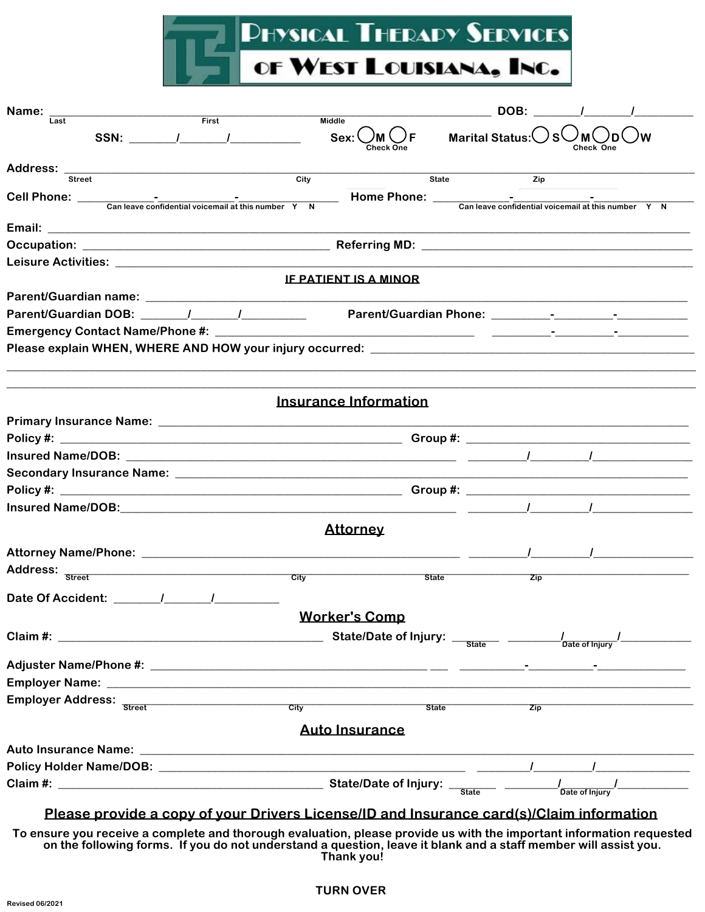# Physical Therapy Services of West Louisiana, Inc.

**Name:** ______________________________________________ **DOB:** _____/_____/_______
Last First Middle

**SSN:** _____/_____/_______ **Sex:** ◯M ◯F (Check One) **Marital Status:** ◯S ◯M ◯D ◯W (Check One)

**Address:** ______________________________________________
Street City State Zip

**Cell Phone:** _____-_____-_____ Can leave confidential voicemail at this number Y N **Home Phone:** _____-_____-_____ Can leave confidential voicemail at this number Y N

**Email:** ______________________________________________

**Occupation:** ____________________ **Referring MD:** ____________________

**Leisure Activities:** ______________________________________________

**IF PATIENT IS A MINOR**

**Parent/Guardian name:** ______________________________________________

**Parent/Guardian DOB:** _____/_____/_______ **Parent/Guardian Phone:** _____-_____-_____

**Emergency Contact Name/Phone #:** ____________________ _____-_____-_____

**Please explain WHEN, WHERE AND HOW your injury occurred:** ______________________________________________

______________________________________________

______________________________________________

## Insurance Information

**Primary Insurance Name:** ______________________________________________

**Policy #:** ____________________ **Group #:** ____________________

**Insured Name/DOB:** ____________________ _____/_____/_______

**Secondary Insurance Name:** ______________________________________________

**Policy #:** ____________________ **Group #:** ____________________

**Insured Name/DOB:** ____________________ _____/_____/_______

## Attorney

**Attorney Name/Phone:** ____________________ _____/_____/_______

**Address:** ______________________________________________
Street City State Zip

**Date Of Accident:** _____/_____/_______

## Worker's Comp

**Claim #:** ____________________ **State/Date of Injury:** _______ _____/_____/_______
State Date of Injury

**Adjuster Name/Phone #:** ____________________ _____-_____-_____

**Employer Name:** ______________________________________________

**Employer Address:** ______________________________________________
Street City State Zip

## Auto Insurance

**Auto Insurance Name:** ______________________________________________

**Policy Holder Name/DOB:** ____________________ _____/_____/_______

**Claim #:** ____________________ **State/Date of Injury:** _______ _____/_____/_______
State Date of Injury

**Please provide a copy of your Drivers License/ID and Insurance card(s)/Claim information**

**To ensure you receive a complete and thorough evaluation, please provide us with the important information requested on the following forms. If you do not understand a question, leave it blank and a staff member will assist you. Thank you!**

**TURN OVER**

Revised 06/2021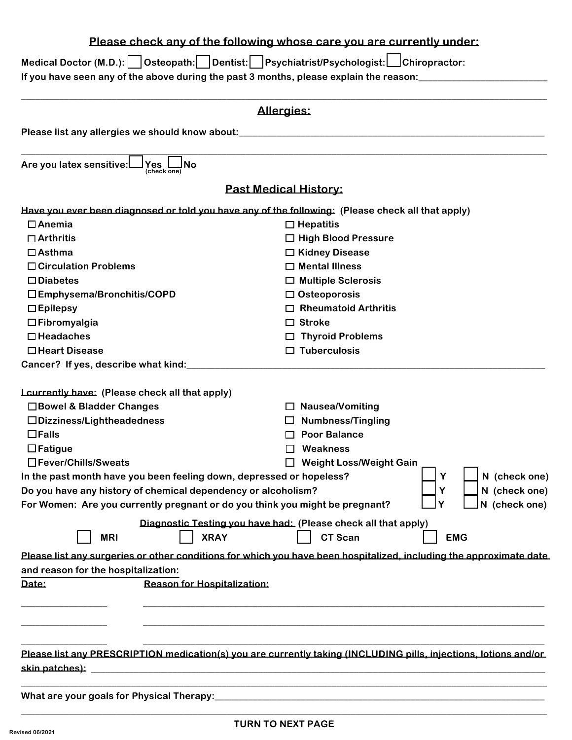## Please check any of the following whose care you are currently under:

**Medical Doctor (M.D.):** ☐ **Osteopath:** ☐ **Dentist:** ☐ **Psychiatrist/Psychologist:** ☐ **Chiropractor:**

**If you have seen any of the above during the past 3 months, please explain the reason:**___________________________

___________________________________________________________________________________________________________

## Allergies:

**Please list any allergies we should know about:**_________________________________________________________________

___________________________________________________________________________________________________________

**Are you latex sensitive:** ☐ **Yes** ☐ **No** (check one)

## Past Medical History:

**Have you ever been diagnosed or told you have any of the following: (Please check all that apply)**

- ☐ Anemia
- ☐ Arthritis
- ☐ Asthma
- ☐ Circulation Problems
- ☐ Diabetes
- ☐ Emphysema/Bronchitis/COPD
- ☐ Epilepsy
- ☐ Fibromyalgia
- ☐ Headaches
- ☐ Heart Disease
- ☐ Hepatitis
- ☐ High Blood Pressure
- ☐ Kidney Disease
- ☐ Mental Illness
- ☐ Multiple Sclerosis
- ☐ Osteoporosis
- ☐ Rheumatoid Arthritis
- ☐ Stroke
- ☐ Thyroid Problems
- ☐ Tuberculosis

**Cancer? If yes, describe what kind:**___________________________________________________________________________

**I currently have: (Please check all that apply)**

- ☐ Bowel & Bladder Changes
- ☐ Dizziness/Lightheadedness
- ☐ Falls
- ☐ Fatigue
- ☐ Fever/Chills/Sweats
- ☐ Nausea/Vomiting
- ☐ Numbness/Tingling
- ☐ Poor Balance
- ☐ Weakness
- ☐ Weight Loss/Weight Gain

**In the past month have you been feeling down, depressed or hopeless?** ☐ **Y** ☐ **N (check one)**

**Do you have any history of chemical dependency or alcoholism?** ☐ **Y** ☐ **N (check one)**

**For Women: Are you currently pregnant or do you think you might be pregnant?** ☐ **Y** ☐ **N (check one)**

**Diagnostic Testing you have had: (Please check all that apply)**

☐ **MRI** ☐ **XRAY** ☐ **CT Scan** ☐ **EMG**

**Please list any surgeries or other conditions for which you have been hospitalized, including the approximate date and reason for the hospitalization:**

| Date: | Reason for Hospitalization: |
|---|---|
| ________________ | ________________________________________________________________ |
| ________________ | ________________________________________________________________ |
| ________________ | ________________________________________________________________ |

**Please list any PRESCRIPTION medication(s) you are currently taking (INCLUDING pills, injections, lotions and/or skin patches):** ____________________________________________________________________________

___________________________________________________________________________________________________________

**What are your goals for Physical Therapy:**_______________________________________________________________________

___________________________________________________________________________________________________________

**TURN TO NEXT PAGE**

Revised 06/2021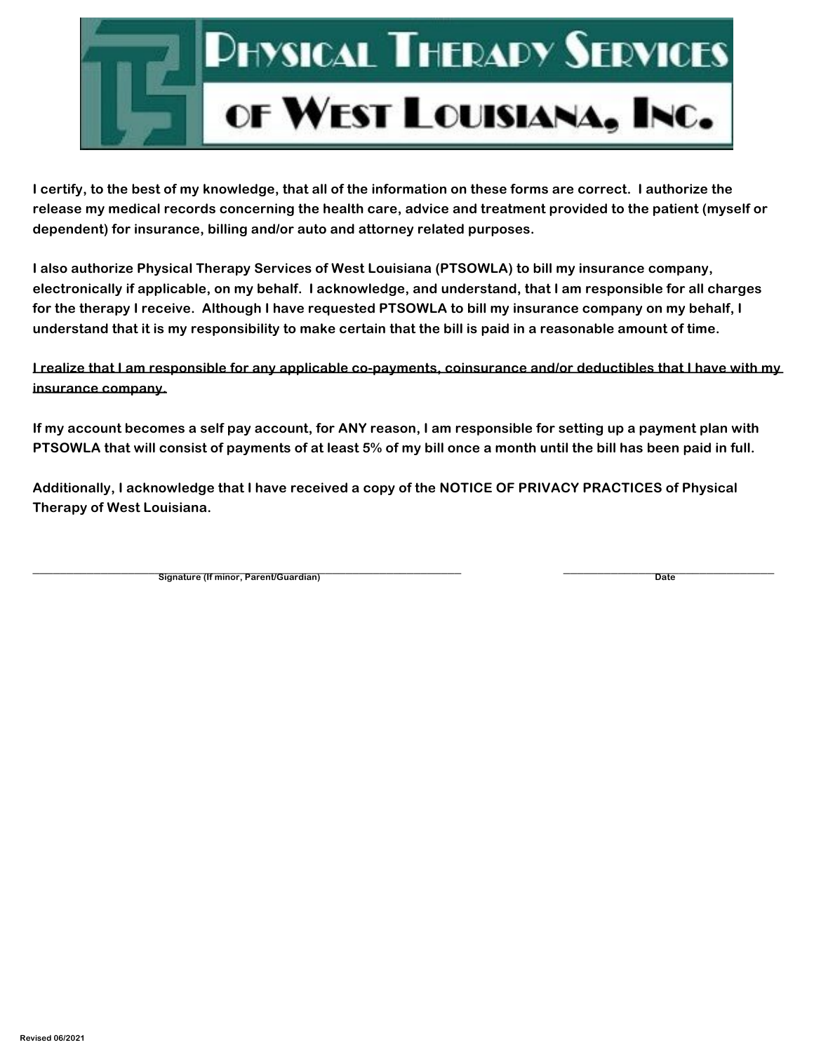# PHYSICAL THERAPY SERVICES OF WEST LOUISIANA, INC.

**I certify, to the best of my knowledge, that all of the information on these forms are correct. I authorize the release my medical records concerning the health care, advice and treatment provided to the patient (myself or dependent) for insurance, billing and/or auto and attorney related purposes.**

**I also authorize Physical Therapy Services of West Louisiana (PTSOWLA) to bill my insurance company, electronically if applicable, on my behalf. I acknowledge, and understand, that I am responsible for all charges for the therapy I receive. Although I have requested PTSOWLA to bill my insurance company on my behalf, I understand that it is my responsibility to make certain that the bill is paid in a reasonable amount of time.**

<u>**I realize that I am responsible for any applicable co-payments, coinsurance and/or deductibles that I have with my insurance company.**</u>

**If my account becomes a self pay account, for ANY reason, I am responsible for setting up a payment plan with PTSOWLA that will consist of payments of at least 5% of my bill once a month until the bill has been paid in full.**

**Additionally, I acknowledge that I have received a copy of the NOTICE OF PRIVACY PRACTICES of Physical Therapy of West Louisiana.**

_______________________________________________ Signature (If minor, Parent/Guardian)

_______________________ Date

Revised 06/2021